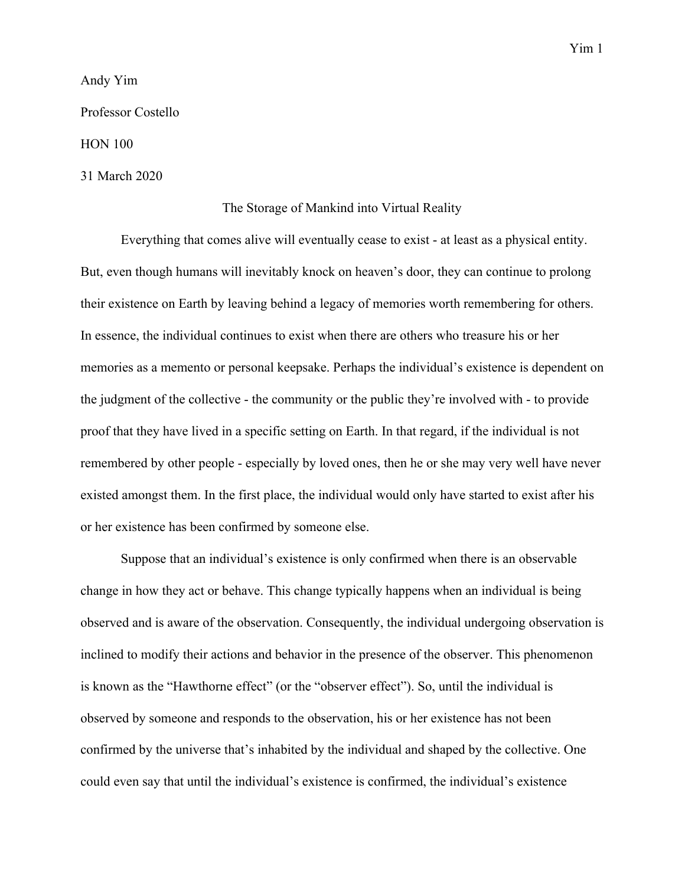Andy Yim

Professor Costello

HON 100

31 March 2020

# The Storage of Mankind into Virtual Reality

Everything that comes alive will eventually cease to exist - at least as a physical entity. But, even though humans will inevitably knock on heaven's door, they can continue to prolong their existence on Earth by leaving behind a legacy of memories worth remembering for others. In essence, the individual continues to exist when there are others who treasure his or her memories as a memento or personal keepsake. Perhaps the individual's existence is dependent on the judgment of the collective - the community or the public they're involved with - to provide proof that they have lived in a specific setting on Earth. In that regard, if the individual is not remembered by other people - especially by loved ones, then he or she may very well have never existed amongst them. In the first place, the individual would only have started to exist after his or her existence has been confirmed by someone else.

Suppose that an individual's existence is only confirmed when there is an observable change in how they act or behave. This change typically happens when an individual is being observed and is aware of the observation. Consequently, the individual undergoing observation is inclined to modify their actions and behavior in the presence of the observer. This phenomenon is known as the "Hawthorne effect" (or the "observer effect"). So, until the individual is observed by someone and responds to the observation, his or her existence has not been confirmed by the universe that's inhabited by the individual and shaped by the collective. One could even say that until the individual's existence is confirmed, the individual's existence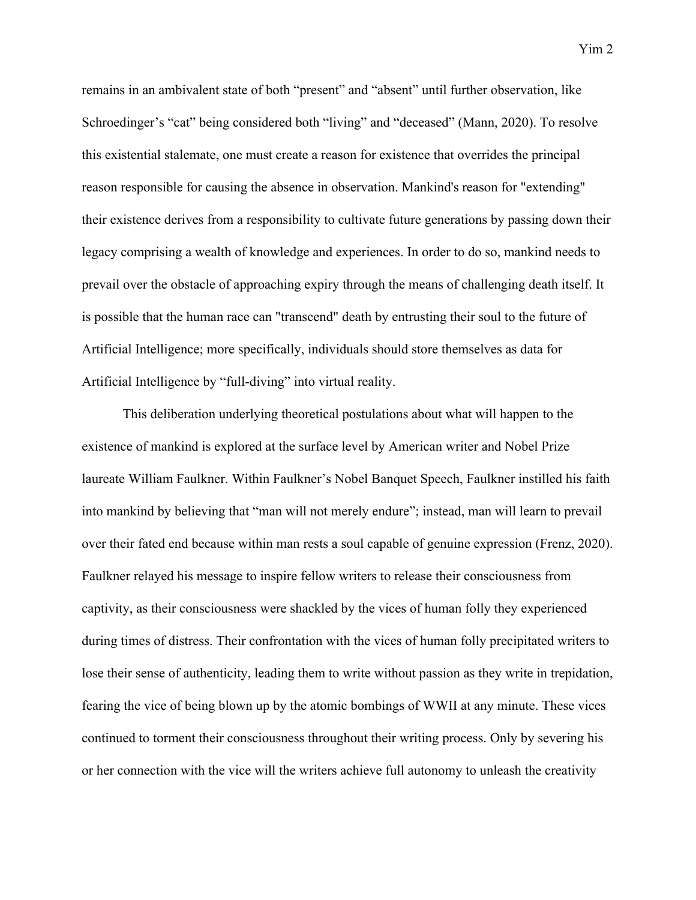remains in an ambivalent state of both “present” and “absent” until further observation, like Schroedinger’s “cat” being considered both “living” and “deceased” (Mann, 2020). To resolve this existential stalemate, one must create a reason for existence that overrides the principal reason responsible for causing the absence in observation. Mankind's reason for "extending" their existence derives from a responsibility to cultivate future generations by passing down their legacy comprising a wealth of knowledge and experiences. In order to do so, mankind needs to prevail over the obstacle of approaching expiry through the means of challenging death itself. It is possible that the human race can "transcend" death by entrusting their soul to the future of Artificial Intelligence; more specifically, individuals should store themselves as data for Artificial Intelligence by “full-diving” into virtual reality.

This deliberation underlying theoretical postulations about what will happen to the existence of mankind is explored at the surface level by American writer and Nobel Prize laureate William Faulkner. Within Faulkner’s Nobel Banquet Speech, Faulkner instilled his faith into mankind by believing that “man will not merely endure”; instead, man will learn to prevail over their fated end because within man rests a soul capable of genuine expression (Frenz, 2020). Faulkner relayed his message to inspire fellow writers to release their consciousness from captivity, as their consciousness were shackled by the vices of human folly they experienced during times of distress. Their confrontation with the vices of human folly precipitated writers to lose their sense of authenticity, leading them to write without passion as they write in trepidation, fearing the vice of being blown up by the atomic bombings of WWII at any minute. These vices continued to torment their consciousness throughout their writing process. Only by severing his or her connection with the vice will the writers achieve full autonomy to unleash the creativity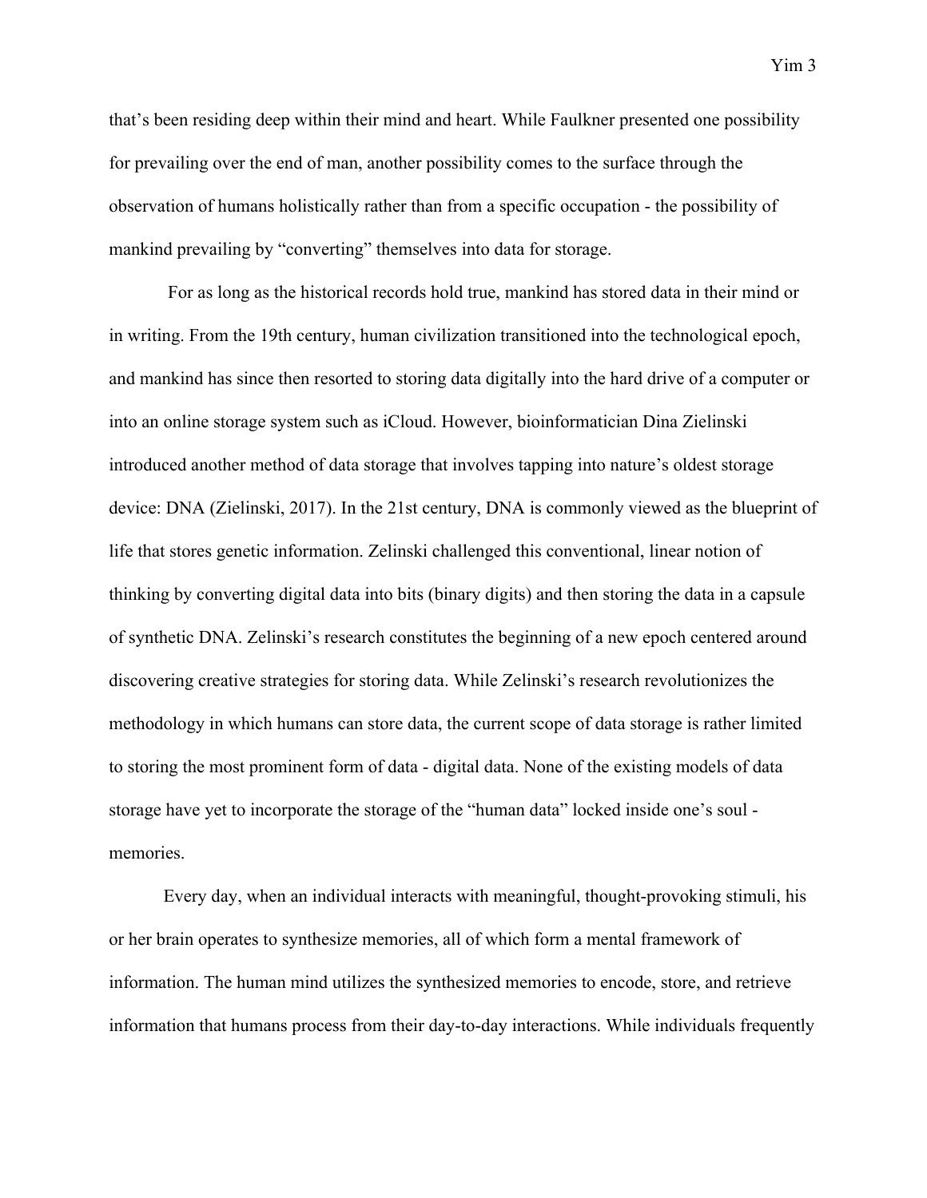that's been residing deep within their mind and heart. While Faulkner presented one possibility for prevailing over the end of man, another possibility comes to the surface through the observation of humans holistically rather than from a specific occupation - the possibility of mankind prevailing by "converting" themselves into data for storage.

For as long as the historical records hold true, mankind has stored data in their mind or in writing. From the 19th century, human civilization transitioned into the technological epoch, and mankind has since then resorted to storing data digitally into the hard drive of a computer or into an online storage system such as iCloud. However, bioinformatician Dina Zielinski introduced another method of data storage that involves tapping into nature's oldest storage device: DNA (Zielinski, 2017). In the 21st century, DNA is commonly viewed as the blueprint of life that stores genetic information. Zelinski challenged this conventional, linear notion of thinking by converting digital data into bits (binary digits) and then storing the data in a capsule of synthetic DNA. Zelinski's research constitutes the beginning of a new epoch centered around discovering creative strategies for storing data. While Zelinski's research revolutionizes the methodology in which humans can store data, the current scope of data storage is rather limited to storing the most prominent form of data - digital data. None of the existing models of data storage have yet to incorporate the storage of the "human data" locked inside one's soul - memories.

Every day, when an individual interacts with meaningful, thought-provoking stimuli, his or her brain operates to synthesize memories, all of which form a mental framework of information. The human mind utilizes the synthesized memories to encode, store, and retrieve information that humans process from their day-to-day interactions. While individuals frequently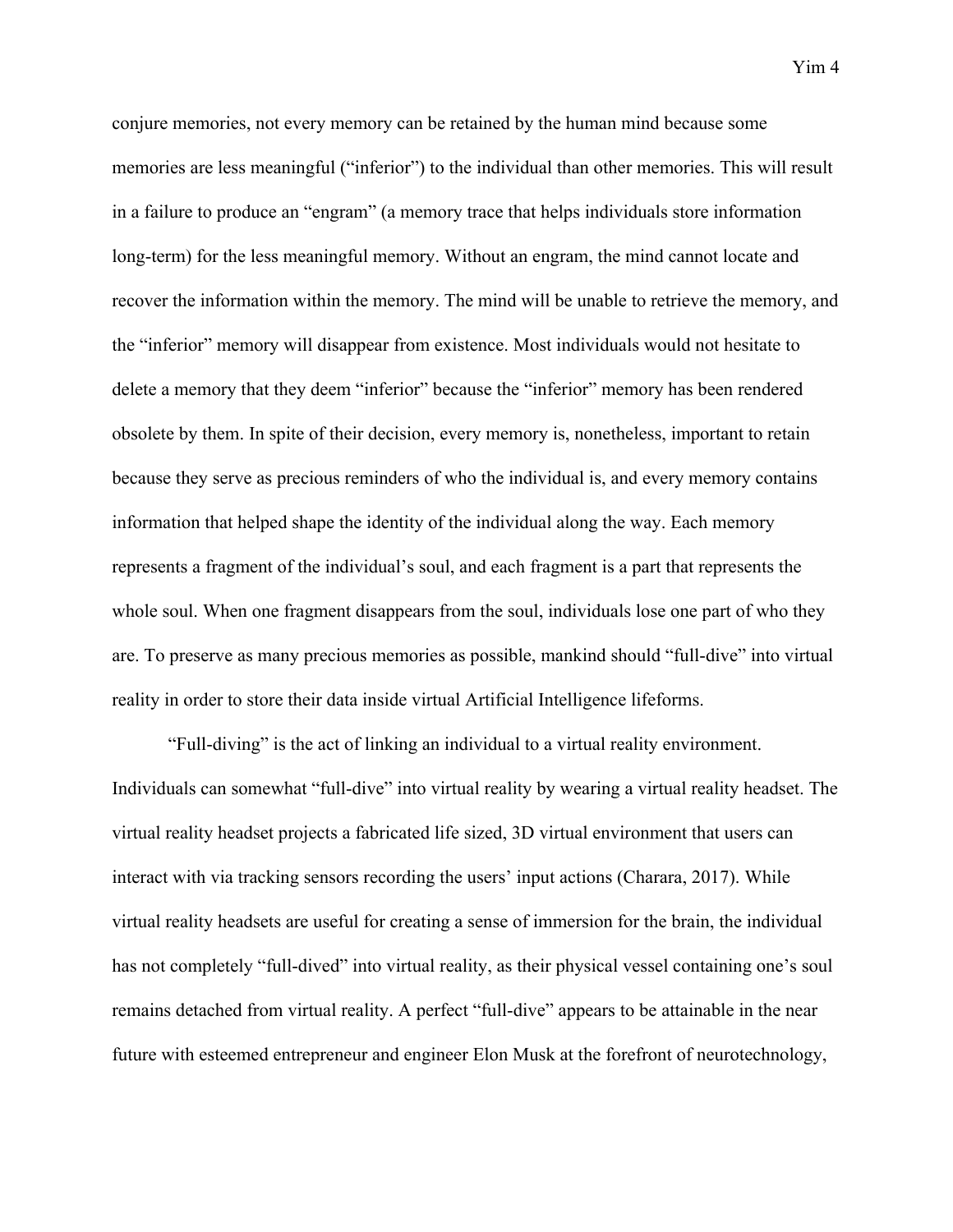conjure memories, not every memory can be retained by the human mind because some memories are less meaningful ("inferior") to the individual than other memories. This will result in a failure to produce an "engram" (a memory trace that helps individuals store information long-term) for the less meaningful memory. Without an engram, the mind cannot locate and recover the information within the memory. The mind will be unable to retrieve the memory, and the "inferior" memory will disappear from existence. Most individuals would not hesitate to delete a memory that they deem "inferior" because the "inferior" memory has been rendered obsolete by them. In spite of their decision, every memory is, nonetheless, important to retain because they serve as precious reminders of who the individual is, and every memory contains information that helped shape the identity of the individual along the way. Each memory represents a fragment of the individual's soul, and each fragment is a part that represents the whole soul. When one fragment disappears from the soul, individuals lose one part of who they are. To preserve as many precious memories as possible, mankind should "full-dive" into virtual reality in order to store their data inside virtual Artificial Intelligence lifeforms.

"Full-diving" is the act of linking an individual to a virtual reality environment. Individuals can somewhat "full-dive" into virtual reality by wearing a virtual reality headset. The virtual reality headset projects a fabricated life sized, 3D virtual environment that users can interact with via tracking sensors recording the users' input actions (Charara, 2017). While virtual reality headsets are useful for creating a sense of immersion for the brain, the individual has not completely "full-dived" into virtual reality, as their physical vessel containing one's soul remains detached from virtual reality. A perfect "full-dive" appears to be attainable in the near future with esteemed entrepreneur and engineer Elon Musk at the forefront of neurotechnology,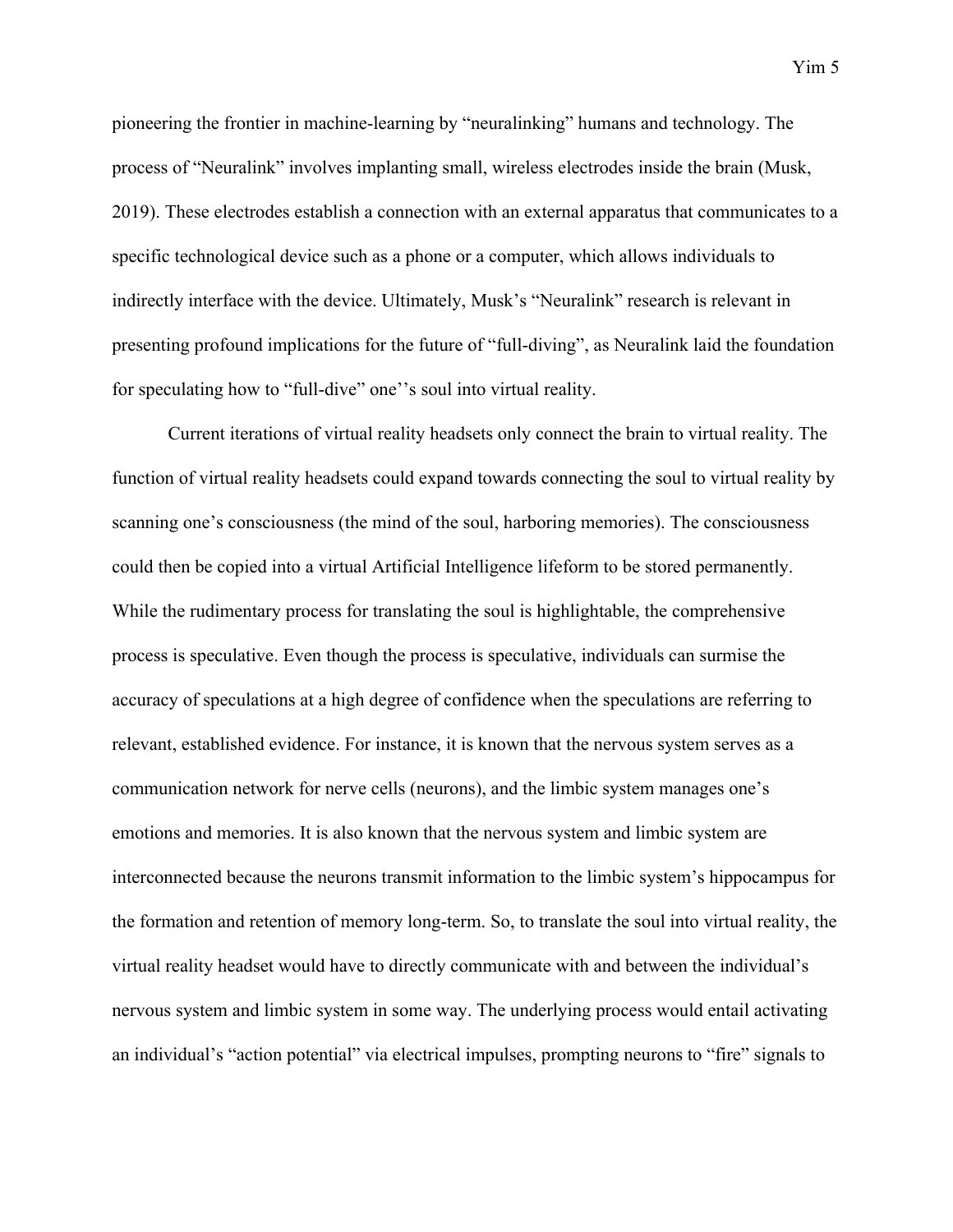pioneering the frontier in machine-learning by "neuralinking" humans and technology. The process of "Neuralink" involves implanting small, wireless electrodes inside the brain (Musk, 2019). These electrodes establish a connection with an external apparatus that communicates to a specific technological device such as a phone or a computer, which allows individuals to indirectly interface with the device. Ultimately, Musk's "Neuralink" research is relevant in presenting profound implications for the future of "full-diving", as Neuralink laid the foundation for speculating how to "full-dive" one''s soul into virtual reality.

Current iterations of virtual reality headsets only connect the brain to virtual reality. The function of virtual reality headsets could expand towards connecting the soul to virtual reality by scanning one's consciousness (the mind of the soul, harboring memories). The consciousness could then be copied into a virtual Artificial Intelligence lifeform to be stored permanently. While the rudimentary process for translating the soul is highlightable, the comprehensive process is speculative. Even though the process is speculative, individuals can surmise the accuracy of speculations at a high degree of confidence when the speculations are referring to relevant, established evidence. For instance, it is known that the nervous system serves as a communication network for nerve cells (neurons), and the limbic system manages one's emotions and memories. It is also known that the nervous system and limbic system are interconnected because the neurons transmit information to the limbic system's hippocampus for the formation and retention of memory long-term. So, to translate the soul into virtual reality, the virtual reality headset would have to directly communicate with and between the individual's nervous system and limbic system in some way. The underlying process would entail activating an individual's "action potential" via electrical impulses, prompting neurons to "fire" signals to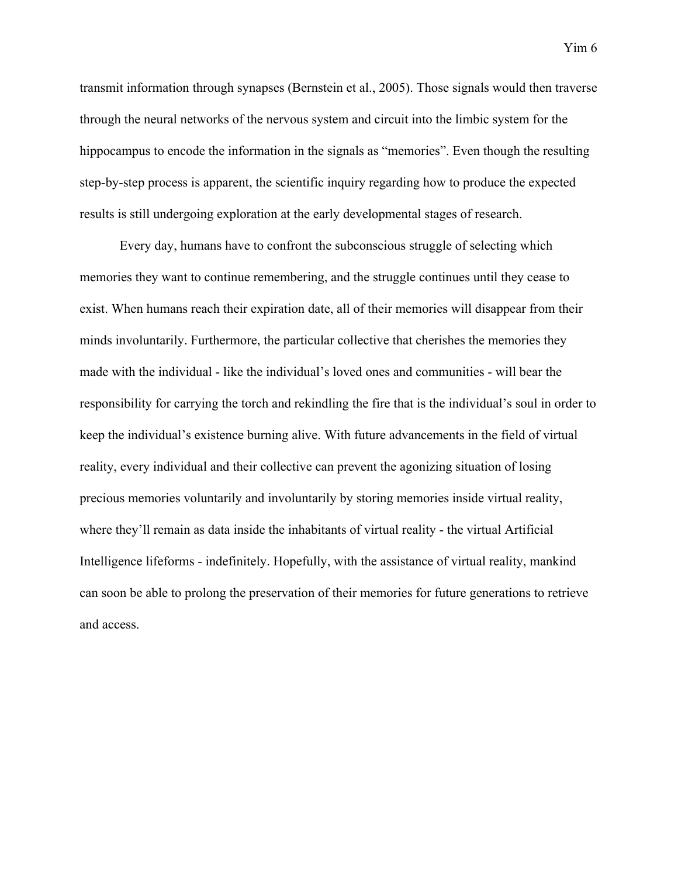transmit information through synapses (Bernstein et al., 2005). Those signals would then traverse through the neural networks of the nervous system and circuit into the limbic system for the hippocampus to encode the information in the signals as “memories”. Even though the resulting step-by-step process is apparent, the scientific inquiry regarding how to produce the expected results is still undergoing exploration at the early developmental stages of research.

Every day, humans have to confront the subconscious struggle of selecting which memories they want to continue remembering, and the struggle continues until they cease to exist. When humans reach their expiration date, all of their memories will disappear from their minds involuntarily. Furthermore, the particular collective that cherishes the memories they made with the individual - like the individual’s loved ones and communities - will bear the responsibility for carrying the torch and rekindling the fire that is the individual’s soul in order to keep the individual’s existence burning alive. With future advancements in the field of virtual reality, every individual and their collective can prevent the agonizing situation of losing precious memories voluntarily and involuntarily by storing memories inside virtual reality, where they’ll remain as data inside the inhabitants of virtual reality - the virtual Artificial Intelligence lifeforms - indefinitely. Hopefully, with the assistance of virtual reality, mankind can soon be able to prolong the preservation of their memories for future generations to retrieve and access.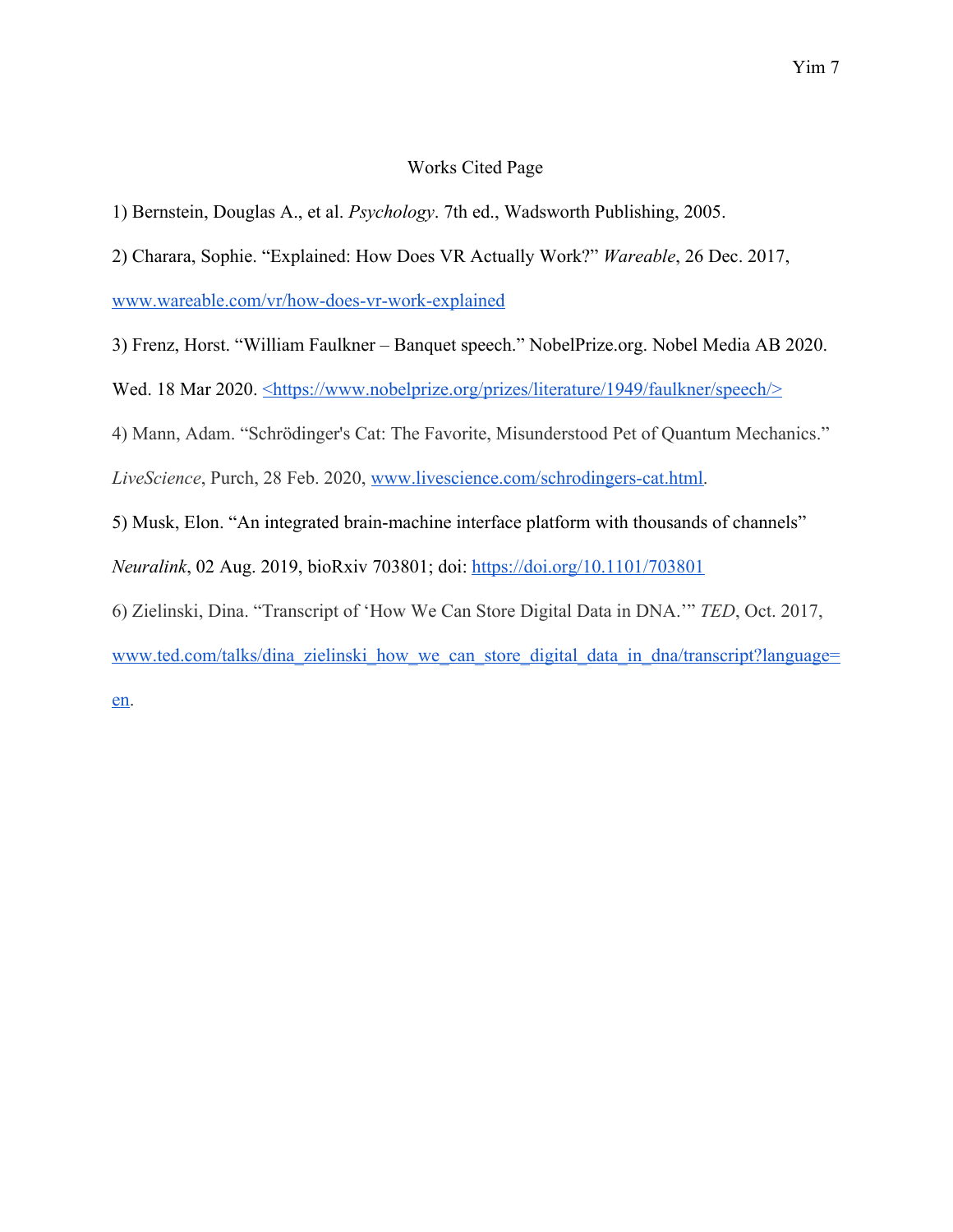# Works Cited Page

1) Bernstein, Douglas A., et al. *Psychology*. 7th ed., Wadsworth Publishing, 2005.

2) Charara, Sophie. "Explained: How Does VR Actually Work?" *Wareable*, 26 Dec. 2017, www.wareable.com/vr/how-does-vr-work-explained

3) Frenz, Horst. "William Faulkner – Banquet speech." NobelPrize.org. Nobel Media AB 2020. Wed. 18 Mar 2020. <https://www.nobelprize.org/prizes/literature/1949/faulkner/speech/>

4) Mann, Adam. "Schrödinger's Cat: The Favorite, Misunderstood Pet of Quantum Mechanics." *LiveScience*, Purch, 28 Feb. 2020, www.livescience.com/schrodingers-cat.html.

5) Musk, Elon. "An integrated brain-machine interface platform with thousands of channels" *Neuralink*, 02 Aug. 2019, bioRxiv 703801; doi: https://doi.org/10.1101/703801

6) Zielinski, Dina. "Transcript of 'How We Can Store Digital Data in DNA.'" *TED*, Oct. 2017, www.ted.com/talks/dina_zielinski_how_we_can_store_digital_data_in_dna/transcript?language=en.